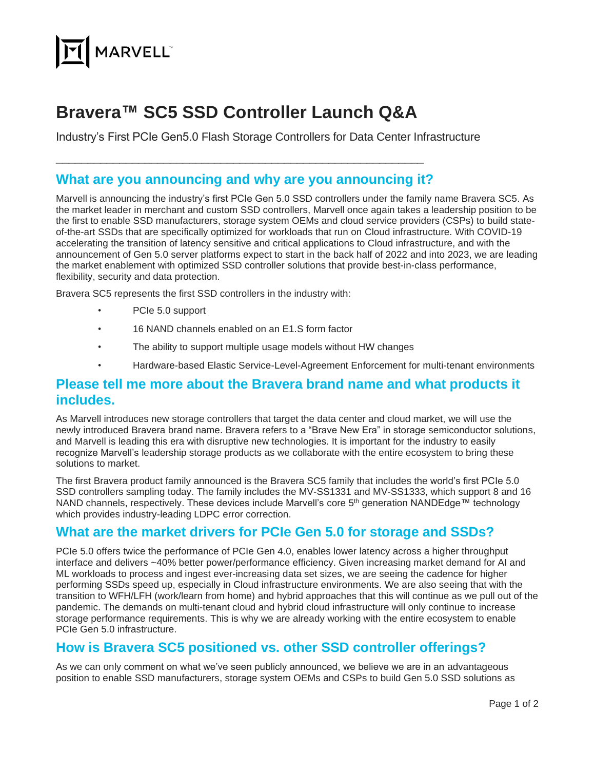# Bravera™ SC5 SSD Controller Launch Q&A

Industry's First PCIe Gen5.0 Flash Storage Controllers for Data Center Infrastructure

---

## What are you announcing and why are you announcing it?

Marvell is announcing the industry's first PCIe Gen 5.0 SSD controllers under the family name Bravera SC5. As the market leader in merchant and custom SSD controllers, Marvell once again takes a leadership position to be the first to enable SSD manufacturers, storage system OEMs and cloud service providers (CSPs) to build state-of-the-art SSDs that are specifically optimized for workloads that run on Cloud infrastructure. With COVID-19 accelerating the transition of latency sensitive and critical applications to Cloud infrastructure, and with the announcement of Gen 5.0 server platforms expect to start in the back half of 2022 and into 2023, we are leading the market enablement with optimized SSD controller solutions that provide best-in-class performance, flexibility, security and data protection.

Bravera SC5 represents the first SSD controllers in the industry with:

- PCIe 5.0 support
- 16 NAND channels enabled on an E1.S form factor
- The ability to support multiple usage models without HW changes
- Hardware-based Elastic Service-Level-Agreement Enforcement for multi-tenant environments

## Please tell me more about the Bravera brand name and what products it includes.

As Marvell introduces new storage controllers that target the data center and cloud market, we will use the newly introduced Bravera brand name. Bravera refers to a "Brave New Era" in storage semiconductor solutions, and Marvell is leading this era with disruptive new technologies. It is important for the industry to easily recognize Marvell's leadership storage products as we collaborate with the entire ecosystem to bring these solutions to market.

The first Bravera product family announced is the Bravera SC5 family that includes the world's first PCIe 5.0 SSD controllers sampling today. The family includes the MV-SS1331 and MV-SS1333, which support 8 and 16 NAND channels, respectively. These devices include Marvell's core 5th generation NANDEdge™ technology which provides industry-leading LDPC error correction.

## What are the market drivers for PCIe Gen 5.0 for storage and SSDs?

PCIe 5.0 offers twice the performance of PCIe Gen 4.0, enables lower latency across a higher throughput interface and delivers ~40% better power/performance efficiency. Given increasing market demand for AI and ML workloads to process and ingest ever-increasing data set sizes, we are seeing the cadence for higher performing SSDs speed up, especially in Cloud infrastructure environments. We are also seeing that with the transition to WFH/LFH (work/learn from home) and hybrid approaches that this will continue as we pull out of the pandemic. The demands on multi-tenant cloud and hybrid cloud infrastructure will only continue to increase storage performance requirements. This is why we are already working with the entire ecosystem to enable PCIe Gen 5.0 infrastructure.

## How is Bravera SC5 positioned vs. other SSD controller offerings?

As we can only comment on what we've seen publicly announced, we believe we are in an advantageous position to enable SSD manufacturers, storage system OEMs and CSPs to build Gen 5.0 SSD solutions as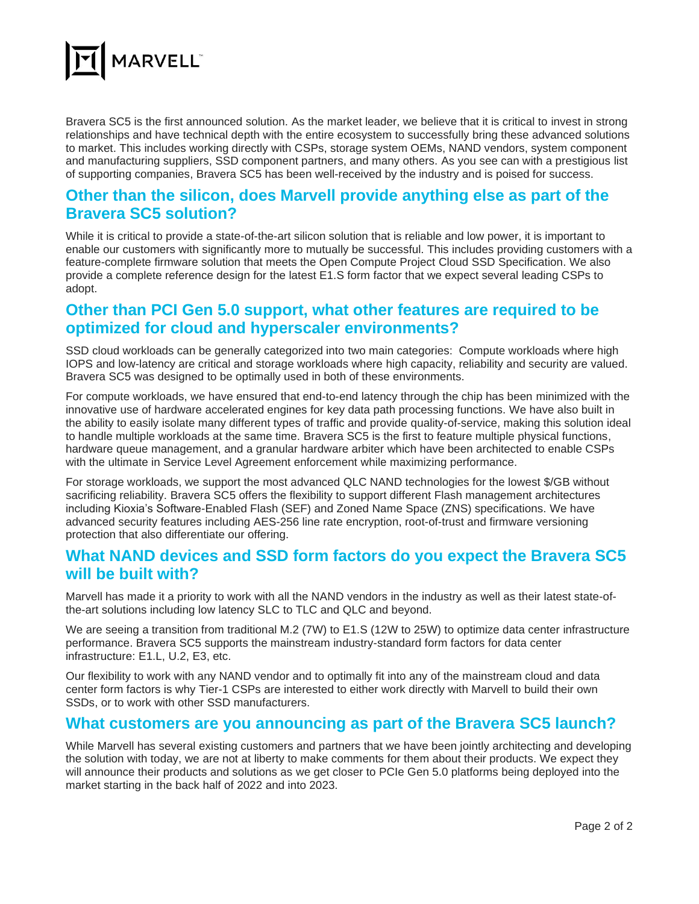Bravera SC5 is the first announced solution. As the market leader, we believe that it is critical to invest in strong relationships and have technical depth with the entire ecosystem to successfully bring these advanced solutions to market. This includes working directly with CSPs, storage system OEMs, NAND vendors, system component and manufacturing suppliers, SSD component partners, and many others. As you see can with a prestigious list of supporting companies, Bravera SC5 has been well-received by the industry and is poised for success.

## Other than the silicon, does Marvell provide anything else as part of the Bravera SC5 solution?

While it is critical to provide a state-of-the-art silicon solution that is reliable and low power, it is important to enable our customers with significantly more to mutually be successful. This includes providing customers with a feature-complete firmware solution that meets the Open Compute Project Cloud SSD Specification. We also provide a complete reference design for the latest E1.S form factor that we expect several leading CSPs to adopt.

## Other than PCI Gen 5.0 support, what other features are required to be optimized for cloud and hyperscaler environments?

SSD cloud workloads can be generally categorized into two main categories: Compute workloads where high IOPS and low-latency are critical and storage workloads where high capacity, reliability and security are valued. Bravera SC5 was designed to be optimally used in both of these environments.

For compute workloads, we have ensured that end-to-end latency through the chip has been minimized with the innovative use of hardware accelerated engines for key data path processing functions. We have also built in the ability to easily isolate many different types of traffic and provide quality-of-service, making this solution ideal to handle multiple workloads at the same time. Bravera SC5 is the first to feature multiple physical functions, hardware queue management, and a granular hardware arbiter which have been architected to enable CSPs with the ultimate in Service Level Agreement enforcement while maximizing performance.

For storage workloads, we support the most advanced QLC NAND technologies for the lowest $/GB without sacrificing reliability. Bravera SC5 offers the flexibility to support different Flash management architectures including Kioxia's Software-Enabled Flash (SEF) and Zoned Name Space (ZNS) specifications. We have advanced security features including AES-256 line rate encryption, root-of-trust and firmware versioning protection that also differentiate our offering.

## What NAND devices and SSD form factors do you expect the Bravera SC5 will be built with?

Marvell has made it a priority to work with all the NAND vendors in the industry as well as their latest state-of-the-art solutions including low latency SLC to TLC and QLC and beyond.

We are seeing a transition from traditional M.2 (7W) to E1.S (12W to 25W) to optimize data center infrastructure performance. Bravera SC5 supports the mainstream industry-standard form factors for data center infrastructure: E1.L, U.2, E3, etc.

Our flexibility to work with any NAND vendor and to optimally fit into any of the mainstream cloud and data center form factors is why Tier-1 CSPs are interested to either work directly with Marvell to build their own SSDs, or to work with other SSD manufacturers.

## What customers are you announcing as part of the Bravera SC5 launch?

While Marvell has several existing customers and partners that we have been jointly architecting and developing the solution with today, we are not at liberty to make comments for them about their products. We expect they will announce their products and solutions as we get closer to PCIe Gen 5.0 platforms being deployed into the market starting in the back half of 2022 and into 2023.